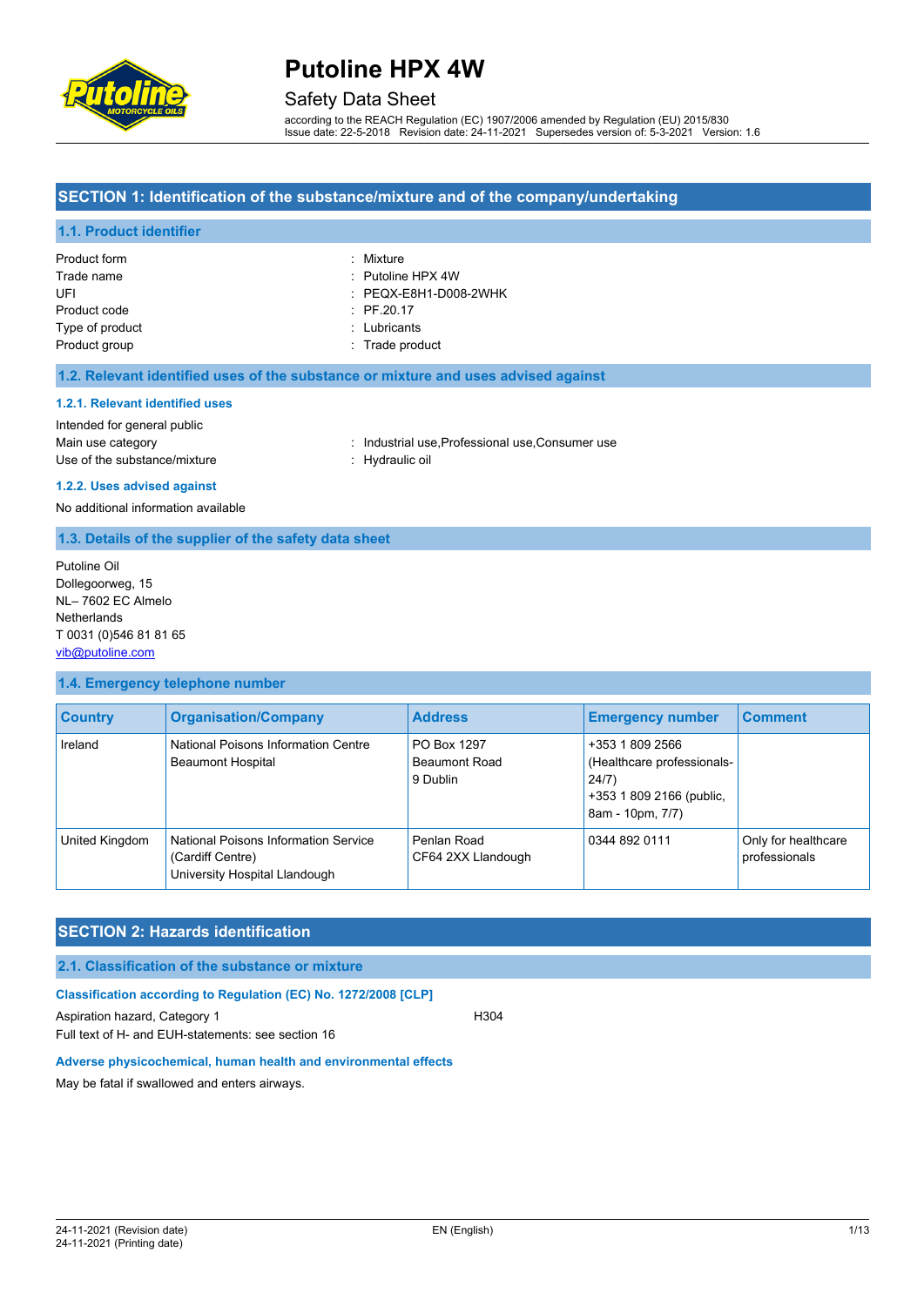# Putoline HPX 4W

Safety Data Sheet

according to the REACH Regulation (EC) 1907/2006 amended by Regulation (EU) 2015/830
Issue date: 22-5-2018 Revision date: 24-11-2021 Supersedes version of: 5-3-2021 Version: 1.6

## SECTION 1: Identification of the substance/mixture and of the company/undertaking

### 1.1. Product identifier

| | |
|---|---|
| Product form | : Mixture |
| Trade name | : Putoline HPX 4W |
| UFI | : PEQX-E8H1-D008-2WHK |
| Product code | : PF.20.17 |
| Type of product | : Lubricants |
| Product group | : Trade product |

### 1.2. Relevant identified uses of the substance or mixture and uses advised against

#### 1.2.1. Relevant identified uses

Intended for general public

| | |
|---|---|
| Main use category | : Industrial use,Professional use,Consumer use |
| Use of the substance/mixture | : Hydraulic oil |

#### 1.2.2. Uses advised against

No additional information available

### 1.3. Details of the supplier of the safety data sheet

Putoline Oil
Dollegoorweg, 15
NL– 7602 EC Almelo
Netherlands
T 0031 (0)546 81 81 65
vib@putoline.com

### 1.4. Emergency telephone number

| Country | Organisation/Company | Address | Emergency number | Comment |
|---|---|---|---|---|
| Ireland | National Poisons Information Centre Beaumont Hospital | PO Box 1297 Beaumont Road 9 Dublin | +353 1 809 2566 (Healthcare professionals-24/7) +353 1 809 2166 (public, 8am - 10pm, 7/7) | |
| United Kingdom | National Poisons Information Service (Cardiff Centre) University Hospital Llandough | Penlan Road CF64 2XX Llandough | 0344 892 0111 | Only for healthcare professionals |

## SECTION 2: Hazards identification

### 2.1. Classification of the substance or mixture

#### Classification according to Regulation (EC) No. 1272/2008 [CLP]

Aspiration hazard, Category 1 H304

Full text of H- and EUH-statements: see section 16

#### Adverse physicochemical, human health and environmental effects

May be fatal if swallowed and enters airways.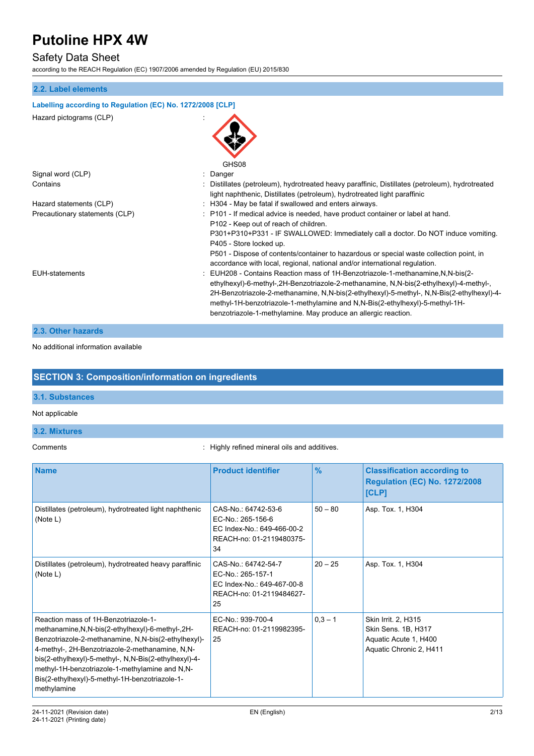### 2.2. Label elements

**Labelling according to Regulation (EC) No. 1272/2008 [CLP]**

Hazard pictograms (CLP) :

GHS08

Signal word (CLP) : Danger

Contains : Distillates (petroleum), hydrotreated heavy paraffinic, Distillates (petroleum), hydrotreated light naphthenic, Distillates (petroleum), hydrotreated light paraffinic

Hazard statements (CLP) : H304 - May be fatal if swallowed and enters airways.

Precautionary statements (CLP) : P101 - If medical advice is needed, have product container or label at hand.
P102 - Keep out of reach of children.
P301+P310+P331 - IF SWALLOWED: Immediately call a doctor. Do NOT induce vomiting.
P405 - Store locked up.
P501 - Dispose of contents/container to hazardous or special waste collection point, in accordance with local, regional, national and/or international regulation.

EUH-statements : EUH208 - Contains Reaction mass of 1H-Benzotriazole-1-methanamine,N,N-bis(2-ethylhexyl)-6-methyl-,2H-Benzotriazole-2-methanamine, N,N-bis(2-ethylhexyl)-4-methyl-, 2H-Benzotriazole-2-methanamine, N,N-bis(2-ethylhexyl)-5-methyl-, N,N-Bis(2-ethylhexyl)-4-methyl-1H-benzotriazole-1-methylamine and N,N-Bis(2-ethylhexyl)-5-methyl-1H-benzotriazole-1-methylamine. May produce an allergic reaction.

### 2.3. Other hazards

No additional information available

## SECTION 3: Composition/information on ingredients

### 3.1. Substances

Not applicable

### 3.2. Mixtures

Comments : Highly refined mineral oils and additives.

| Name | Product identifier | % | Classification according to Regulation (EC) No. 1272/2008 [CLP] |
|---|---|---|---|
| Distillates (petroleum), hydrotreated light naphthenic (Note L) | CAS-No.: 64742-53-6<br>EC-No.: 265-156-6<br>EC Index-No.: 649-466-00-2<br>REACH-no: 01-2119480375-34 | 50 – 80 | Asp. Tox. 1, H304 |
| Distillates (petroleum), hydrotreated heavy paraffinic (Note L) | CAS-No.: 64742-54-7<br>EC-No.: 265-157-1<br>EC Index-No.: 649-467-00-8<br>REACH-no: 01-2119484627-25 | 20 – 25 | Asp. Tox. 1, H304 |
| Reaction mass of 1H-Benzotriazole-1-methanamine,N,N-bis(2-ethylhexyl)-6-methyl-,2H-Benzotriazole-2-methanamine, N,N-bis(2-ethylhexyl)-4-methyl-, 2H-Benzotriazole-2-methanamine, N,N-bis(2-ethylhexyl)-5-methyl-, N,N-Bis(2-ethylhexyl)-4-methyl-1H-benzotriazole-1-methylamine and N,N-Bis(2-ethylhexyl)-5-methyl-1H-benzotriazole-1-methylamine | EC-No.: 939-700-4<br>REACH-no: 01-2119982395-25 | 0,3 – 1 | Skin Irrit. 2, H315<br>Skin Sens. 1B, H317<br>Aquatic Acute 1, H400<br>Aquatic Chronic 2, H411 |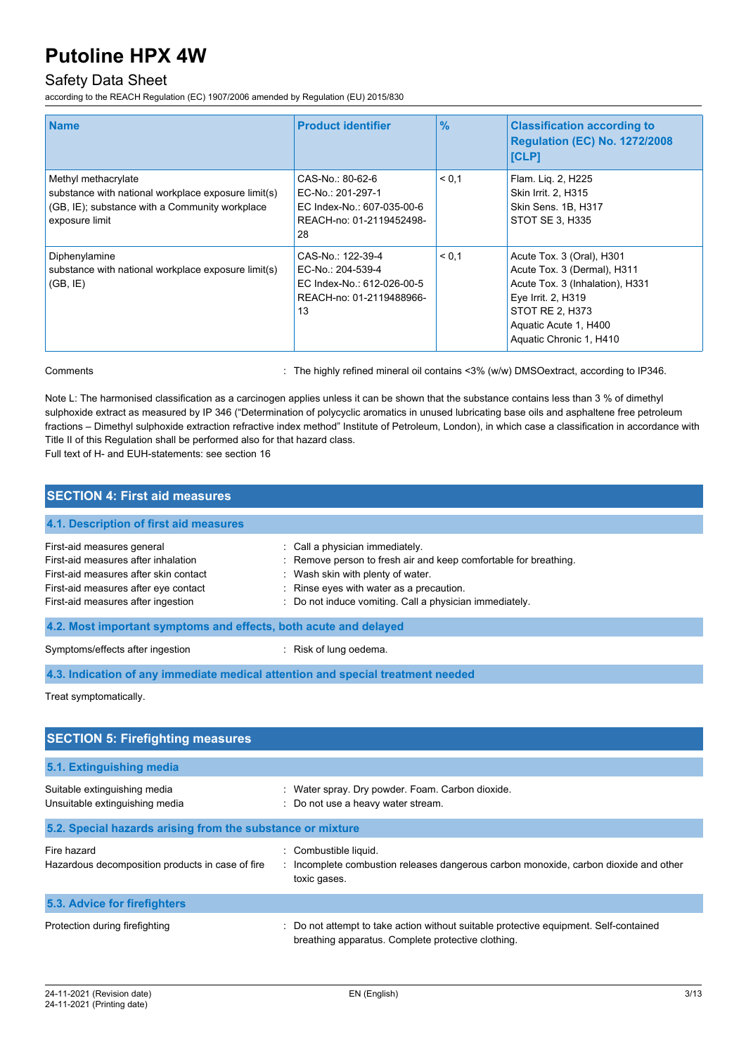| Name | Product identifier | % | Classification according to Regulation (EC) No. 1272/2008 [CLP] |
|---|---|---|---|
| Methyl methacrylate<br>substance with national workplace exposure limit(s) (GB, IE); substance with a Community workplace exposure limit | CAS-No.: 80-62-6<br>EC-No.: 201-297-1<br>EC Index-No.: 607-035-00-6<br>REACH-no: 01-2119452498-28 | < 0,1 | Flam. Liq. 2, H225<br>Skin Irrit. 2, H315<br>Skin Sens. 1B, H317<br>STOT SE 3, H335 |
| Diphenylamine<br>substance with national workplace exposure limit(s) (GB, IE) | CAS-No.: 122-39-4<br>EC-No.: 204-539-4<br>EC Index-No.: 612-026-00-5<br>REACH-no: 01-2119488966-13 | < 0,1 | Acute Tox. 3 (Oral), H301<br>Acute Tox. 3 (Dermal), H311<br>Acute Tox. 3 (Inhalation), H331<br>Eye Irrit. 2, H319<br>STOT RE 2, H373<br>Aquatic Acute 1, H400<br>Aquatic Chronic 1, H410 |

Comments : The highly refined mineral oil contains <3% (w/w) DMSOextract, according to IP346.

Note L: The harmonised classification as a carcinogen applies unless it can be shown that the substance contains less than 3 % of dimethyl sulphoxide extract as measured by IP 346 ("Determination of polycyclic aromatics in unused lubricating base oils and asphaltene free petroleum fractions – Dimethyl sulphoxide extraction refractive index method" Institute of Petroleum, London), in which case a classification in accordance with Title II of this Regulation shall be performed also for that hazard class.
Full text of H- and EUH-statements: see section 16

## SECTION 4: First aid measures

### 4.1. Description of first aid measures

First-aid measures general : Call a physician immediately.
First-aid measures after inhalation : Remove person to fresh air and keep comfortable for breathing.
First-aid measures after skin contact : Wash skin with plenty of water.
First-aid measures after eye contact : Rinse eyes with water as a precaution.
First-aid measures after ingestion : Do not induce vomiting. Call a physician immediately.

### 4.2. Most important symptoms and effects, both acute and delayed

Symptoms/effects after ingestion : Risk of lung oedema.

### 4.3. Indication of any immediate medical attention and special treatment needed

Treat symptomatically.

## SECTION 5: Firefighting measures

### 5.1. Extinguishing media

Suitable extinguishing media : Water spray. Dry powder. Foam. Carbon dioxide.
Unsuitable extinguishing media : Do not use a heavy water stream.

### 5.2. Special hazards arising from the substance or mixture

Fire hazard : Combustible liquid.
Hazardous decomposition products in case of fire : Incomplete combustion releases dangerous carbon monoxide, carbon dioxide and other toxic gases.

### 5.3. Advice for firefighters

Protection during firefighting : Do not attempt to take action without suitable protective equipment. Self-contained breathing apparatus. Complete protective clothing.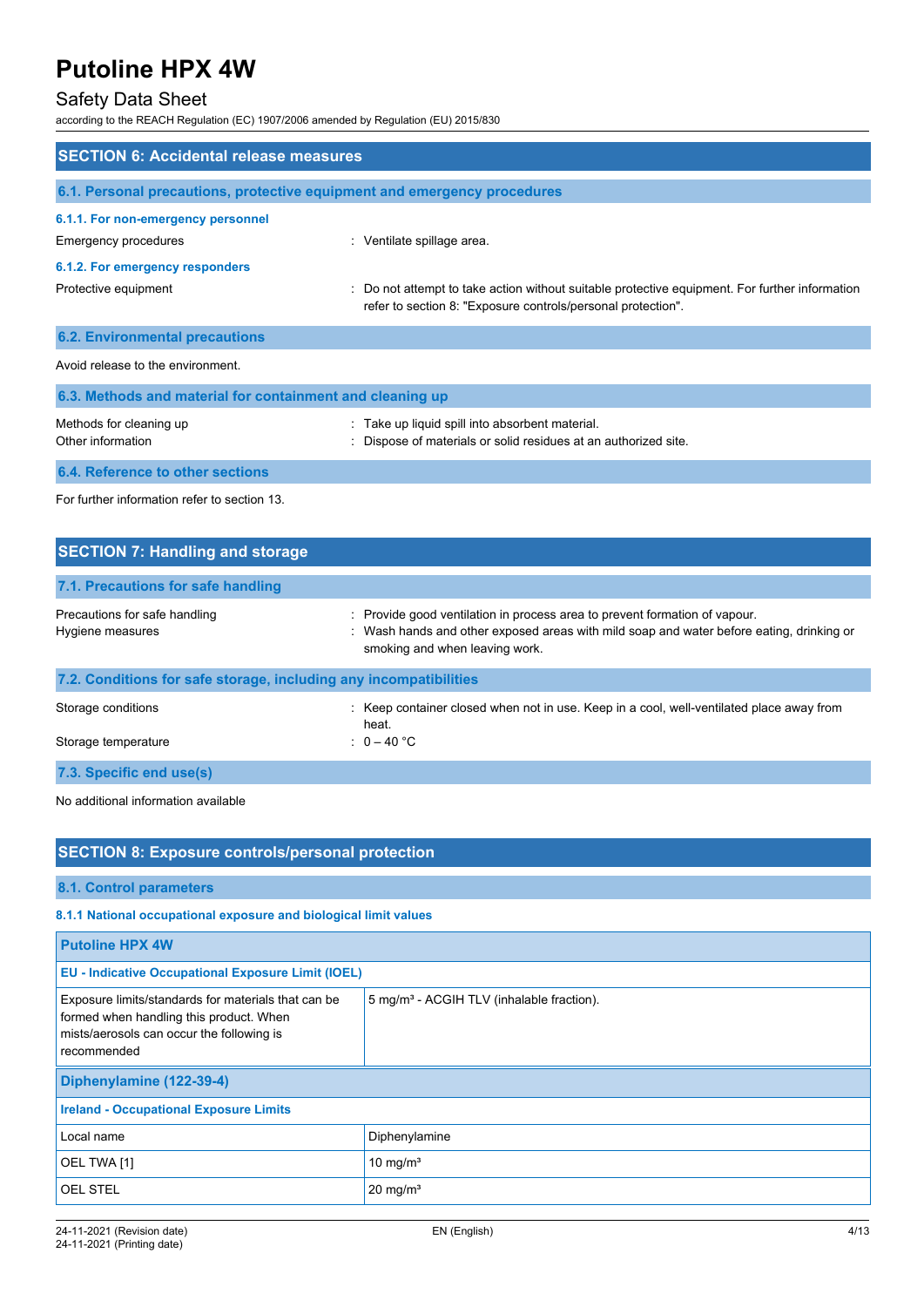## SECTION 6: Accidental release measures

### 6.1. Personal precautions, protective equipment and emergency procedures

#### 6.1.1. For non-emergency personnel

Emergency procedures : Ventilate spillage area.

#### 6.1.2. For emergency responders

Protective equipment : Do not attempt to take action without suitable protective equipment. For further information refer to section 8: "Exposure controls/personal protection".

### 6.2. Environmental precautions

Avoid release to the environment.

### 6.3. Methods and material for containment and cleaning up

Methods for cleaning up : Take up liquid spill into absorbent material.

Other information : Dispose of materials or solid residues at an authorized site.

### 6.4. Reference to other sections

For further information refer to section 13.

## SECTION 7: Handling and storage

### 7.1. Precautions for safe handling

Precautions for safe handling : Provide good ventilation in process area to prevent formation of vapour.

Hygiene measures : Wash hands and other exposed areas with mild soap and water before eating, drinking or smoking and when leaving work.

### 7.2. Conditions for safe storage, including any incompatibilities

Storage conditions : Keep container closed when not in use. Keep in a cool, well-ventilated place away from heat.

Storage temperature : 0 – 40 °C

### 7.3. Specific end use(s)

No additional information available

## SECTION 8: Exposure controls/personal protection

### 8.1. Control parameters

#### 8.1.1 National occupational exposure and biological limit values

| Putoline HPX 4W | |
|---|---|
| **EU - Indicative Occupational Exposure Limit (IOEL)** | |
| Exposure limits/standards for materials that can be formed when handling this product. When mists/aerosols can occur the following is recommended | 5 mg/m³ - ACGIH TLV (inhalable fraction). |
| **Diphenylamine (122-39-4)** | |
| **Ireland - Occupational Exposure Limits** | |
| Local name | Diphenylamine |
| OEL TWA [1] | 10 mg/m³ |
| OEL STEL | 20 mg/m³ |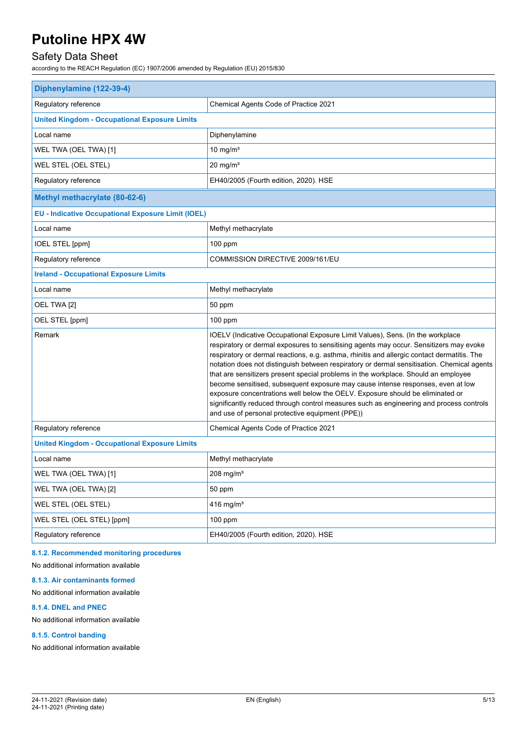| Diphenylamine (122-39-4) | |
|---|---|
| Regulatory reference | Chemical Agents Code of Practice 2021 |
| **United Kingdom - Occupational Exposure Limits** | |
| Local name | Diphenylamine |
| WEL TWA (OEL TWA) [1] | 10 mg/m³ |
| WEL STEL (OEL STEL) | 20 mg/m³ |
| Regulatory reference | EH40/2005 (Fourth edition, 2020). HSE |

| Methyl methacrylate (80-62-6) | |
|---|---|
| **EU - Indicative Occupational Exposure Limit (IOEL)** | |
| Local name | Methyl methacrylate |
| IOEL STEL [ppm] | 100 ppm |
| Regulatory reference | COMMISSION DIRECTIVE 2009/161/EU |
| **Ireland - Occupational Exposure Limits** | |
| Local name | Methyl methacrylate |
| OEL TWA [2] | 50 ppm |
| OEL STEL [ppm] | 100 ppm |
| Remark | IOELV (Indicative Occupational Exposure Limit Values), Sens. (In the workplace respiratory or dermal exposures to sensitising agents may occur. Sensitizers may evoke respiratory or dermal reactions, e.g. asthma, rhinitis and allergic contact dermatitis. The notation does not distinguish between respiratory or dermal sensitisation. Chemical agents that are sensitizers present special problems in the workplace. Should an employee become sensitised, subsequent exposure may cause intense responses, even at low exposure concentrations well below the OELV. Exposure should be eliminated or significantly reduced through control measures such as engineering and process controls and use of personal protective equipment (PPE)) |
| Regulatory reference | Chemical Agents Code of Practice 2021 |
| **United Kingdom - Occupational Exposure Limits** | |
| Local name | Methyl methacrylate |
| WEL TWA (OEL TWA) [1] | 208 mg/m³ |
| WEL TWA (OEL TWA) [2] | 50 ppm |
| WEL STEL (OEL STEL) | 416 mg/m³ |
| WEL STEL (OEL STEL) [ppm] | 100 ppm |
| Regulatory reference | EH40/2005 (Fourth edition, 2020). HSE |

#### 8.1.2. Recommended monitoring procedures

No additional information available

#### 8.1.3. Air contaminants formed

No additional information available

#### 8.1.4. DNEL and PNEC

No additional information available

#### 8.1.5. Control banding

No additional information available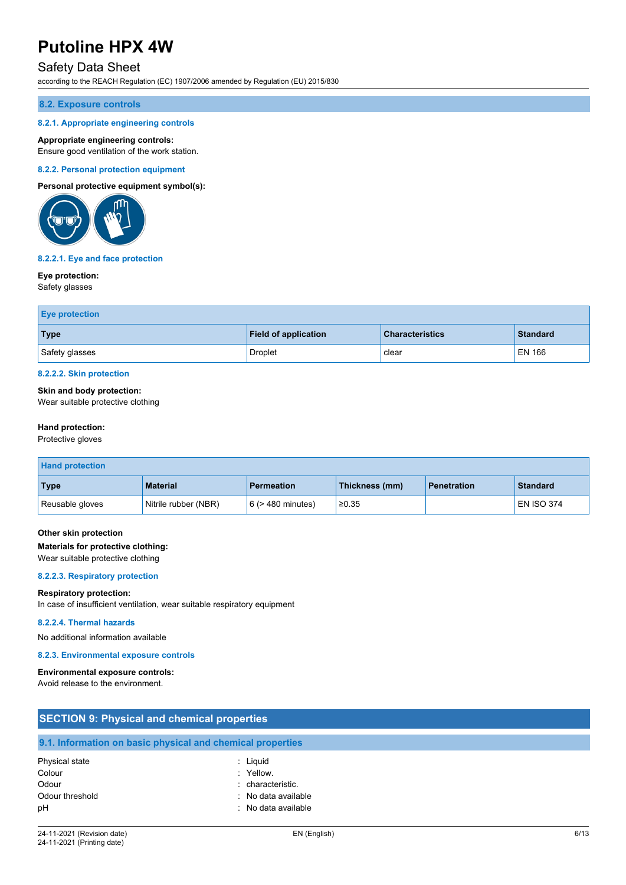### 8.2. Exposure controls

#### 8.2.1. Appropriate engineering controls

**Appropriate engineering controls:**
Ensure good ventilation of the work station.

#### 8.2.2. Personal protection equipment

**Personal protective equipment symbol(s):**

#### 8.2.2.1. Eye and face protection

**Eye protection:**
Safety glasses

| Eye protection | | | |
|---|---|---|---|
| **Type** | **Field of application** | **Characteristics** | **Standard** |
| Safety glasses | Droplet | clear | EN 166 |

#### 8.2.2.2. Skin protection

**Skin and body protection:**
Wear suitable protective clothing

**Hand protection:**
Protective gloves

| Hand protection | | | | | |
|---|---|---|---|---|---|
| **Type** | **Material** | **Permeation** | **Thickness (mm)** | **Penetration** | **Standard** |
| Reusable gloves | Nitrile rubber (NBR) | 6 (> 480 minutes) | ≥0.35 | | EN ISO 374 |

**Other skin protection**

**Materials for protective clothing:**
Wear suitable protective clothing

#### 8.2.2.3. Respiratory protection

**Respiratory protection:**
In case of insufficient ventilation, wear suitable respiratory equipment

#### 8.2.2.4. Thermal hazards

No additional information available

#### 8.2.3. Environmental exposure controls

**Environmental exposure controls:**
Avoid release to the environment.

## SECTION 9: Physical and chemical properties

### 9.1. Information on basic physical and chemical properties

| | |
|---|---|
| Physical state | : Liquid |
| Colour | : Yellow. |
| Odour | : characteristic. |
| Odour threshold | : No data available |
| pH | : No data available |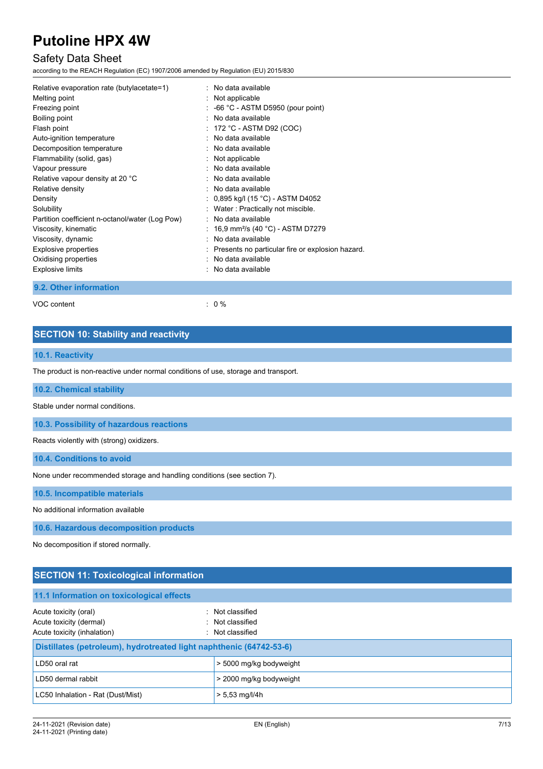| | |
|---|---|
| Relative evaporation rate (butylacetate=1) | : No data available |
| Melting point | : Not applicable |
| Freezing point | : -66 °C - ASTM D5950 (pour point) |
| Boiling point | : No data available |
| Flash point | : 172 °C - ASTM D92 (COC) |
| Auto-ignition temperature | : No data available |
| Decomposition temperature | : No data available |
| Flammability (solid, gas) | : Not applicable |
| Vapour pressure | : No data available |
| Relative vapour density at 20 °C | : No data available |
| Relative density | : No data available |
| Density | : 0,895 kg/l (15 °C) - ASTM D4052 |
| Solubility | : Water : Practically not miscible. |
| Partition coefficient n-octanol/water (Log Pow) | : No data available |
| Viscosity, kinematic | : 16,9 $mm^2/s$ (40 °C) - ASTM D7279 |
| Viscosity, dynamic | : No data available |
| Explosive properties | : Presents no particular fire or explosion hazard. |
| Oxidising properties | : No data available |
| Explosive limits | : No data available |

### 9.2. Other information

VOC content : 0 %

## SECTION 10: Stability and reactivity

### 10.1. Reactivity

The product is non-reactive under normal conditions of use, storage and transport.

### 10.2. Chemical stability

Stable under normal conditions.

### 10.3. Possibility of hazardous reactions

Reacts violently with (strong) oxidizers.

### 10.4. Conditions to avoid

None under recommended storage and handling conditions (see section 7).

### 10.5. Incompatible materials

No additional information available

### 10.6. Hazardous decomposition products

No decomposition if stored normally.

## SECTION 11: Toxicological information

### 11.1 Information on toxicological effects

| | |
|---|---|
| Acute toxicity (oral) | : Not classified |
| Acute toxicity (dermal) | : Not classified |
| Acute toxicity (inhalation) | : Not classified |

| Distillates (petroleum), hydrotreated light naphthenic (64742-53-6) | |
|---|---|
| LD50 oral rat | > 5000 mg/kg bodyweight |
| LD50 dermal rabbit | > 2000 mg/kg bodyweight |
| LC50 Inhalation - Rat (Dust/Mist) | > 5,53 mg/l/4h |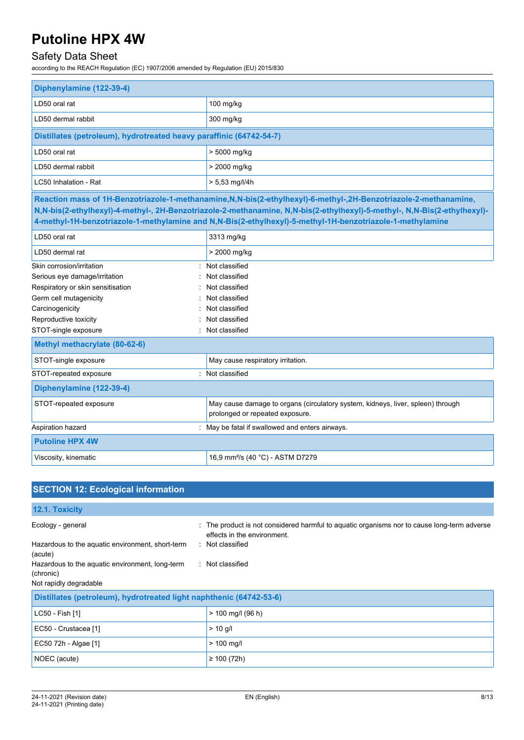| Diphenylamine (122-39-4) | |
|---|---|
| LD50 oral rat | 100 mg/kg |
| LD50 dermal rabbit | 300 mg/kg |

| Distillates (petroleum), hydrotreated heavy paraffinic (64742-54-7) | |
|---|---|
| LD50 oral rat | > 5000 mg/kg |
| LD50 dermal rabbit | > 2000 mg/kg |
| LC50 Inhalation - Rat | > 5,53 mg/l/4h |

| Reaction mass of 1H-Benzotriazole-1-methanamine,N,N-bis(2-ethylhexyl)-6-methyl-,2H-Benzotriazole-2-methanamine, N,N-bis(2-ethylhexyl)-4-methyl-, 2H-Benzotriazole-2-methanamine, N,N-bis(2-ethylhexyl)-5-methyl-, N,N-Bis(2-ethylhexyl)-4-methyl-1H-benzotriazole-1-methylamine and N,N-Bis(2-ethylhexyl)-5-methyl-1H-benzotriazole-1-methylamine | |
|---|---|
| LD50 oral rat | 3313 mg/kg |
| LD50 dermal rat | > 2000 mg/kg |

Skin corrosion/irritation : Not classified

Serious eye damage/irritation : Not classified

Respiratory or skin sensitisation : Not classified

Germ cell mutagenicity : Not classified

Carcinogenicity : Not classified

Reproductive toxicity : Not classified

STOT-single exposure : Not classified

| Methyl methacrylate (80-62-6) | |
|---|---|
| STOT-single exposure | May cause respiratory irritation. |

STOT-repeated exposure : Not classified

| Diphenylamine (122-39-4) | |
|---|---|
| STOT-repeated exposure | May cause damage to organs (circulatory system, kidneys, liver, spleen) through prolonged or repeated exposure. |

Aspiration hazard : May be fatal if swallowed and enters airways.

| Putoline HPX 4W | |
|---|---|
| Viscosity, kinematic | 16,9 mm²/s (40 °C) - ASTM D7279 |

## SECTION 12: Ecological information

### 12.1. Toxicity

Ecology - general : The product is not considered harmful to aquatic organisms nor to cause long-term adverse effects in the environment.

Hazardous to the aquatic environment, short-term (acute) : Not classified

Hazardous to the aquatic environment, long-term (chronic) : Not classified

Not rapidly degradable

| Distillates (petroleum), hydrotreated light naphthenic (64742-53-6) | |
|---|---|
| LC50 - Fish [1] | > 100 mg/l (96 h) |
| EC50 - Crustacea [1] | > 10 g/l |
| EC50 72h - Algae [1] | > 100 mg/l |
| NOEC (acute) | ≥ 100 (72h) |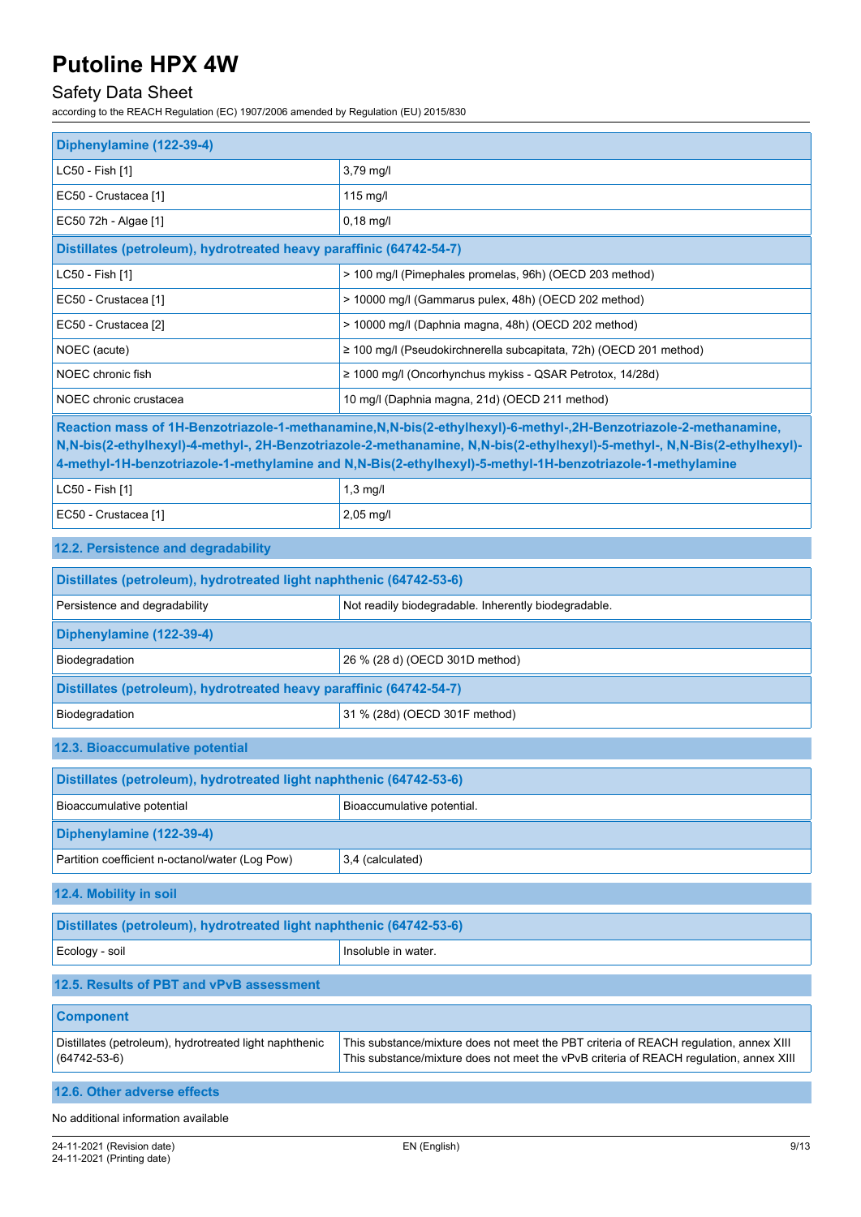| Diphenylamine (122-39-4) | |
|---|---|
| LC50 - Fish [1] | 3,79 mg/l |
| EC50 - Crustacea [1] | 115 mg/l |
| EC50 72h - Algae [1] | 0,18 mg/l |
| **Distillates (petroleum), hydrotreated heavy paraffinic (64742-54-7)** | |
| LC50 - Fish [1] | > 100 mg/l (Pimephales promelas, 96h) (OECD 203 method) |
| EC50 - Crustacea [1] | > 10000 mg/l (Gammarus pulex, 48h) (OECD 202 method) |
| EC50 - Crustacea [2] | > 10000 mg/l (Daphnia magna, 48h) (OECD 202 method) |
| NOEC (acute) | ≥ 100 mg/l (Pseudokirchnerella subcapitata, 72h) (OECD 201 method) |
| NOEC chronic fish | ≥ 1000 mg/l (Oncorhynchus mykiss - QSAR Petrotox, 14/28d) |
| NOEC chronic crustacea | 10 mg/l (Daphnia magna, 21d) (OECD 211 method) |
| **Reaction mass of 1H-Benzotriazole-1-methanamine,N,N-bis(2-ethylhexyl)-6-methyl-,2H-Benzotriazole-2-methanamine, N,N-bis(2-ethylhexyl)-4-methyl-, 2H-Benzotriazole-2-methanamine, N,N-bis(2-ethylhexyl)-5-methyl-, N,N-Bis(2-ethylhexyl)-4-methyl-1H-benzotriazole-1-methylamine and N,N-Bis(2-ethylhexyl)-5-methyl-1H-benzotriazole-1-methylamine** | |
| LC50 - Fish [1] | 1,3 mg/l |
| EC50 - Crustacea [1] | 2,05 mg/l |

### 12.2. Persistence and degradability

| Distillates (petroleum), hydrotreated light naphthenic (64742-53-6) | |
|---|---|
| Persistence and degradability | Not readily biodegradable. Inherently biodegradable. |
| **Diphenylamine (122-39-4)** | |
| Biodegradation | 26 % (28 d) (OECD 301D method) |
| **Distillates (petroleum), hydrotreated heavy paraffinic (64742-54-7)** | |
| Biodegradation | 31 % (28d) (OECD 301F method) |

### 12.3. Bioaccumulative potential

| Distillates (petroleum), hydrotreated light naphthenic (64742-53-6) | |
|---|---|
| Bioaccumulative potential | Bioaccumulative potential. |
| **Diphenylamine (122-39-4)** | |
| Partition coefficient n-octanol/water (Log Pow) | 3,4 (calculated) |

### 12.4. Mobility in soil

| Distillates (petroleum), hydrotreated light naphthenic (64742-53-6) | |
|---|---|
| Ecology - soil | Insoluble in water. |

### 12.5. Results of PBT and vPvB assessment

| Component | |
|---|---|
| Distillates (petroleum), hydrotreated light naphthenic (64742-53-6) | This substance/mixture does not meet the PBT criteria of REACH regulation, annex XIII<br>This substance/mixture does not meet the vPvB criteria of REACH regulation, annex XIII |

### 12.6. Other adverse effects

No additional information available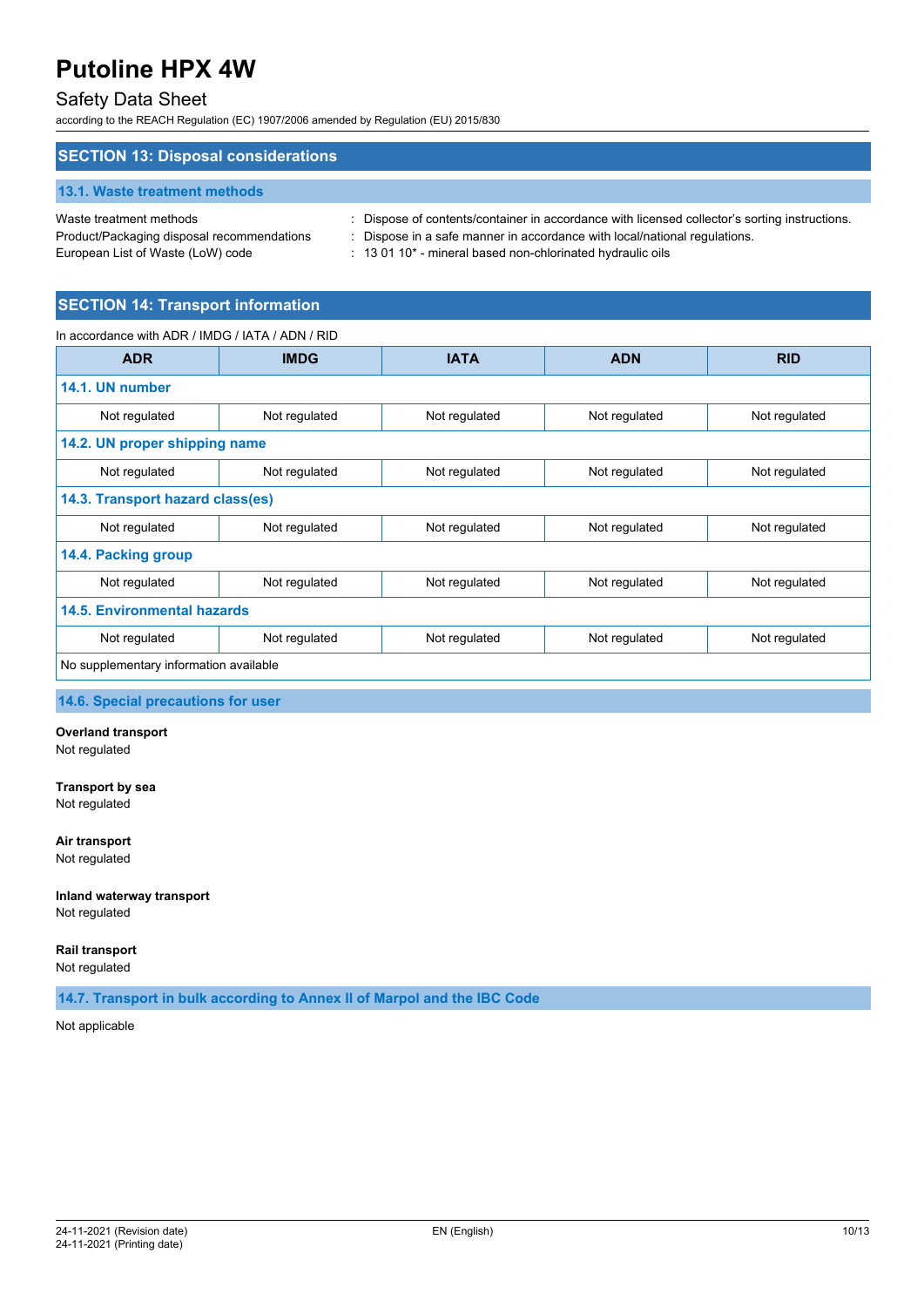## SECTION 13: Disposal considerations

### 13.1. Waste treatment methods

Waste treatment methods : Dispose of contents/container in accordance with licensed collector's sorting instructions.
Product/Packaging disposal recommendations : Dispose in a safe manner in accordance with local/national regulations.
European List of Waste (LoW) code : 13 01 10* - mineral based non-chlorinated hydraulic oils

## SECTION 14: Transport information

In accordance with ADR / IMDG / IATA / ADN / RID

| ADR | IMDG | IATA | ADN | RID |
|---|---|---|---|---|
| **14.1. UN number** | | | | |
| Not regulated | Not regulated | Not regulated | Not regulated | Not regulated |
| **14.2. UN proper shipping name** | | | | |
| Not regulated | Not regulated | Not regulated | Not regulated | Not regulated |
| **14.3. Transport hazard class(es)** | | | | |
| Not regulated | Not regulated | Not regulated | Not regulated | Not regulated |
| **14.4. Packing group** | | | | |
| Not regulated | Not regulated | Not regulated | Not regulated | Not regulated |
| **14.5. Environmental hazards** | | | | |
| Not regulated | Not regulated | Not regulated | Not regulated | Not regulated |
| No supplementary information available | | | | |

### 14.6. Special precautions for user

**Overland transport**
Not regulated

**Transport by sea**
Not regulated

**Air transport**
Not regulated

**Inland waterway transport**
Not regulated

**Rail transport**
Not regulated

### 14.7. Transport in bulk according to Annex II of Marpol and the IBC Code

Not applicable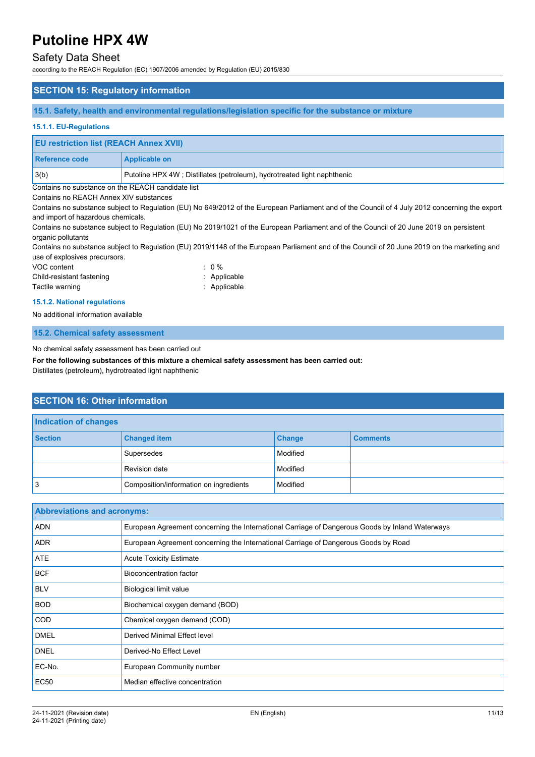## SECTION 15: Regulatory information

### 15.1. Safety, health and environmental regulations/legislation specific for the substance or mixture

#### 15.1.1. EU-Regulations

| EU restriction list (REACH Annex XVII) | |
|---|---|
| **Reference code** | **Applicable on** |
| 3(b) | Putoline HPX 4W ; Distillates (petroleum), hydrotreated light naphthenic |

Contains no substance on the REACH candidate list

Contains no REACH Annex XIV substances

Contains no substance subject to Regulation (EU) No 649/2012 of the European Parliament and of the Council of 4 July 2012 concerning the export and import of hazardous chemicals.

Contains no substance subject to Regulation (EU) No 2019/1021 of the European Parliament and of the Council of 20 June 2019 on persistent organic pollutants

Contains no substance subject to Regulation (EU) 2019/1148 of the European Parliament and of the Council of 20 June 2019 on the marketing and use of explosives precursors.

VOC content : 0 %

Child-resistant fastening : Applicable

Tactile warning : Applicable

#### 15.1.2. National regulations

No additional information available

### 15.2. Chemical safety assessment

No chemical safety assessment has been carried out

**For the following substances of this mixture a chemical safety assessment has been carried out:**

Distillates (petroleum), hydrotreated light naphthenic

## SECTION 16: Other information

| Indication of changes | | | |
|---|---|---|---|
| **Section** | **Changed item** | **Change** | **Comments** |
| | Supersedes | Modified | |
| | Revision date | Modified | |
| 3 | Composition/information on ingredients | Modified | |

| Abbreviations and acronyms: | |
|---|---|
| ADN | European Agreement concerning the International Carriage of Dangerous Goods by Inland Waterways |
| ADR | European Agreement concerning the International Carriage of Dangerous Goods by Road |
| ATE | Acute Toxicity Estimate |
| BCF | Bioconcentration factor |
| BLV | Biological limit value |
| BOD | Biochemical oxygen demand (BOD) |
| COD | Chemical oxygen demand (COD) |
| DMEL | Derived Minimal Effect level |
| DNEL | Derived-No Effect Level |
| EC-No. | European Community number |
| EC50 | Median effective concentration |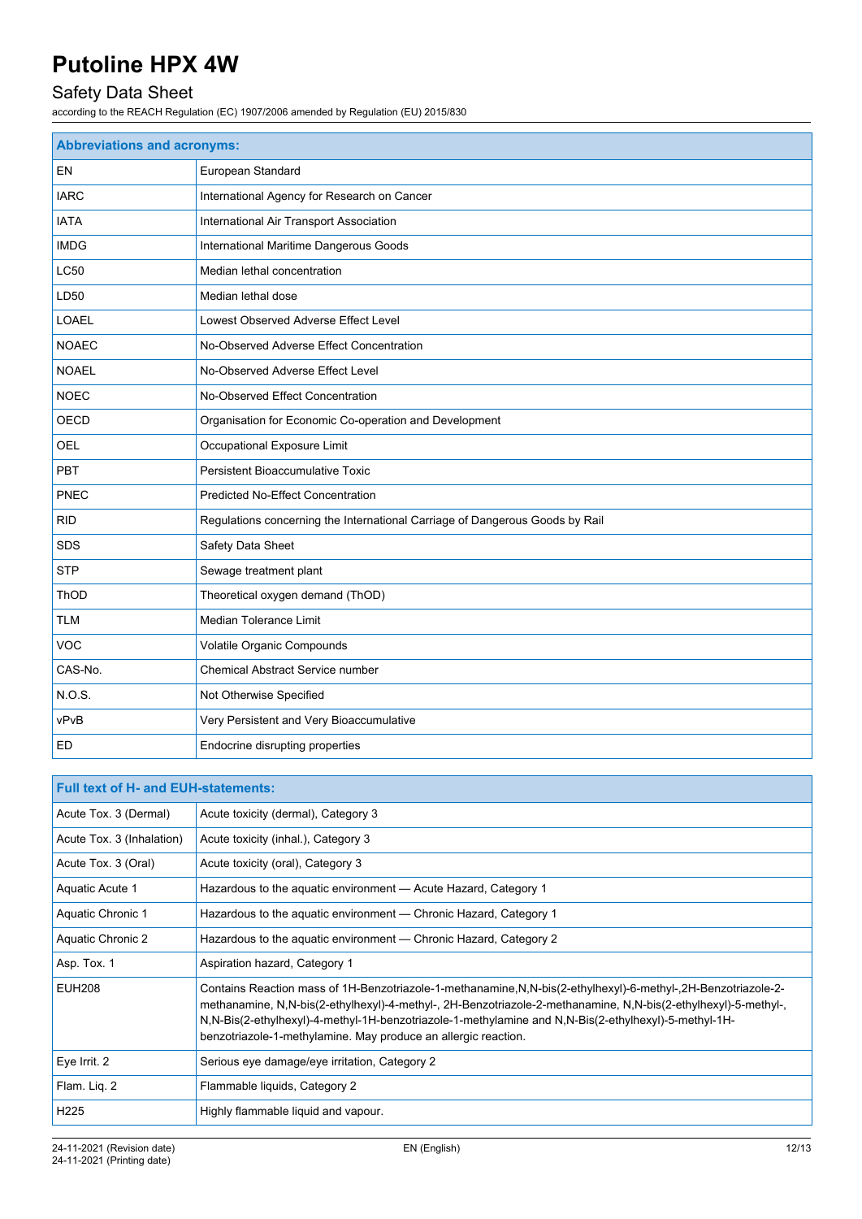| Abbreviations and acronyms: | |
|---|---|
| EN | European Standard |
| IARC | International Agency for Research on Cancer |
| IATA | International Air Transport Association |
| IMDG | International Maritime Dangerous Goods |
| LC50 | Median lethal concentration |
| LD50 | Median lethal dose |
| LOAEL | Lowest Observed Adverse Effect Level |
| NOAEC | No-Observed Adverse Effect Concentration |
| NOAEL | No-Observed Adverse Effect Level |
| NOEC | No-Observed Effect Concentration |
| OECD | Organisation for Economic Co-operation and Development |
| OEL | Occupational Exposure Limit |
| PBT | Persistent Bioaccumulative Toxic |
| PNEC | Predicted No-Effect Concentration |
| RID | Regulations concerning the International Carriage of Dangerous Goods by Rail |
| SDS | Safety Data Sheet |
| STP | Sewage treatment plant |
| ThOD | Theoretical oxygen demand (ThOD) |
| TLM | Median Tolerance Limit |
| VOC | Volatile Organic Compounds |
| CAS-No. | Chemical Abstract Service number |
| N.O.S. | Not Otherwise Specified |
| vPvB | Very Persistent and Very Bioaccumulative |
| ED | Endocrine disrupting properties |

| Full text of H- and EUH-statements: | |
|---|---|
| Acute Tox. 3 (Dermal) | Acute toxicity (dermal), Category 3 |
| Acute Tox. 3 (Inhalation) | Acute toxicity (inhal.), Category 3 |
| Acute Tox. 3 (Oral) | Acute toxicity (oral), Category 3 |
| Aquatic Acute 1 | Hazardous to the aquatic environment — Acute Hazard, Category 1 |
| Aquatic Chronic 1 | Hazardous to the aquatic environment — Chronic Hazard, Category 1 |
| Aquatic Chronic 2 | Hazardous to the aquatic environment — Chronic Hazard, Category 2 |
| Asp. Tox. 1 | Aspiration hazard, Category 1 |
| EUH208 | Contains Reaction mass of 1H-Benzotriazole-1-methanamine,N,N-bis(2-ethylhexyl)-6-methyl-,2H-Benzotriazole-2-methanamine, N,N-bis(2-ethylhexyl)-4-methyl-, 2H-Benzotriazole-2-methanamine, N,N-bis(2-ethylhexyl)-5-methyl-, N,N-Bis(2-ethylhexyl)-4-methyl-1H-benzotriazole-1-methylamine and N,N-Bis(2-ethylhexyl)-5-methyl-1H-benzotriazole-1-methylamine. May produce an allergic reaction. |
| Eye Irrit. 2 | Serious eye damage/eye irritation, Category 2 |
| Flam. Liq. 2 | Flammable liquids, Category 2 |
| H225 | Highly flammable liquid and vapour. |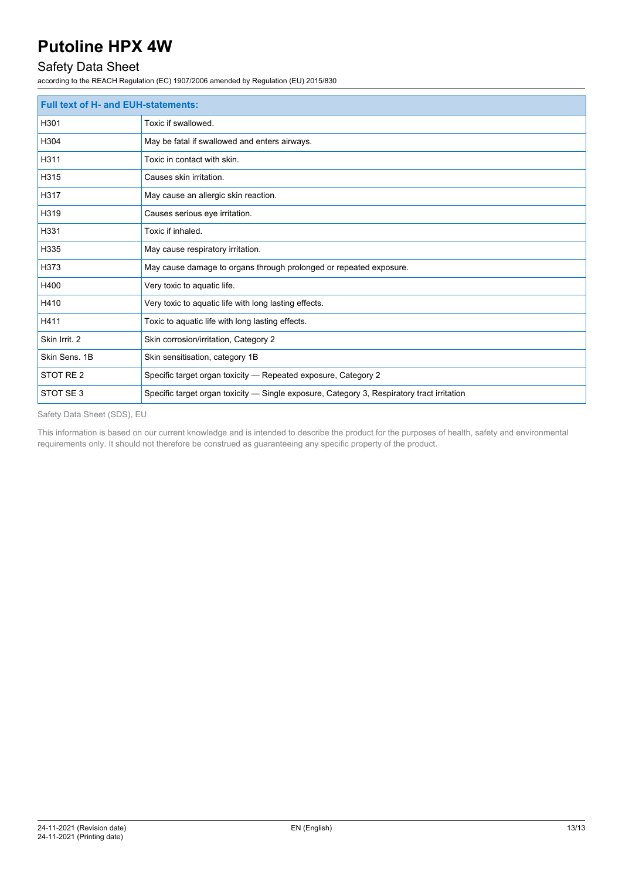| Full text of H- and EUH-statements: | |
|---|---|
| H301 | Toxic if swallowed. |
| H304 | May be fatal if swallowed and enters airways. |
| H311 | Toxic in contact with skin. |
| H315 | Causes skin irritation. |
| H317 | May cause an allergic skin reaction. |
| H319 | Causes serious eye irritation. |
| H331 | Toxic if inhaled. |
| H335 | May cause respiratory irritation. |
| H373 | May cause damage to organs through prolonged or repeated exposure. |
| H400 | Very toxic to aquatic life. |
| H410 | Very toxic to aquatic life with long lasting effects. |
| H411 | Toxic to aquatic life with long lasting effects. |
| Skin Irrit. 2 | Skin corrosion/irritation, Category 2 |
| Skin Sens. 1B | Skin sensitisation, category 1B |
| STOT RE 2 | Specific target organ toxicity — Repeated exposure, Category 2 |
| STOT SE 3 | Specific target organ toxicity — Single exposure, Category 3, Respiratory tract irritation |

Safety Data Sheet (SDS), EU

This information is based on our current knowledge and is intended to describe the product for the purposes of health, safety and environmental requirements only. It should not therefore be construed as guaranteeing any specific property of the product.